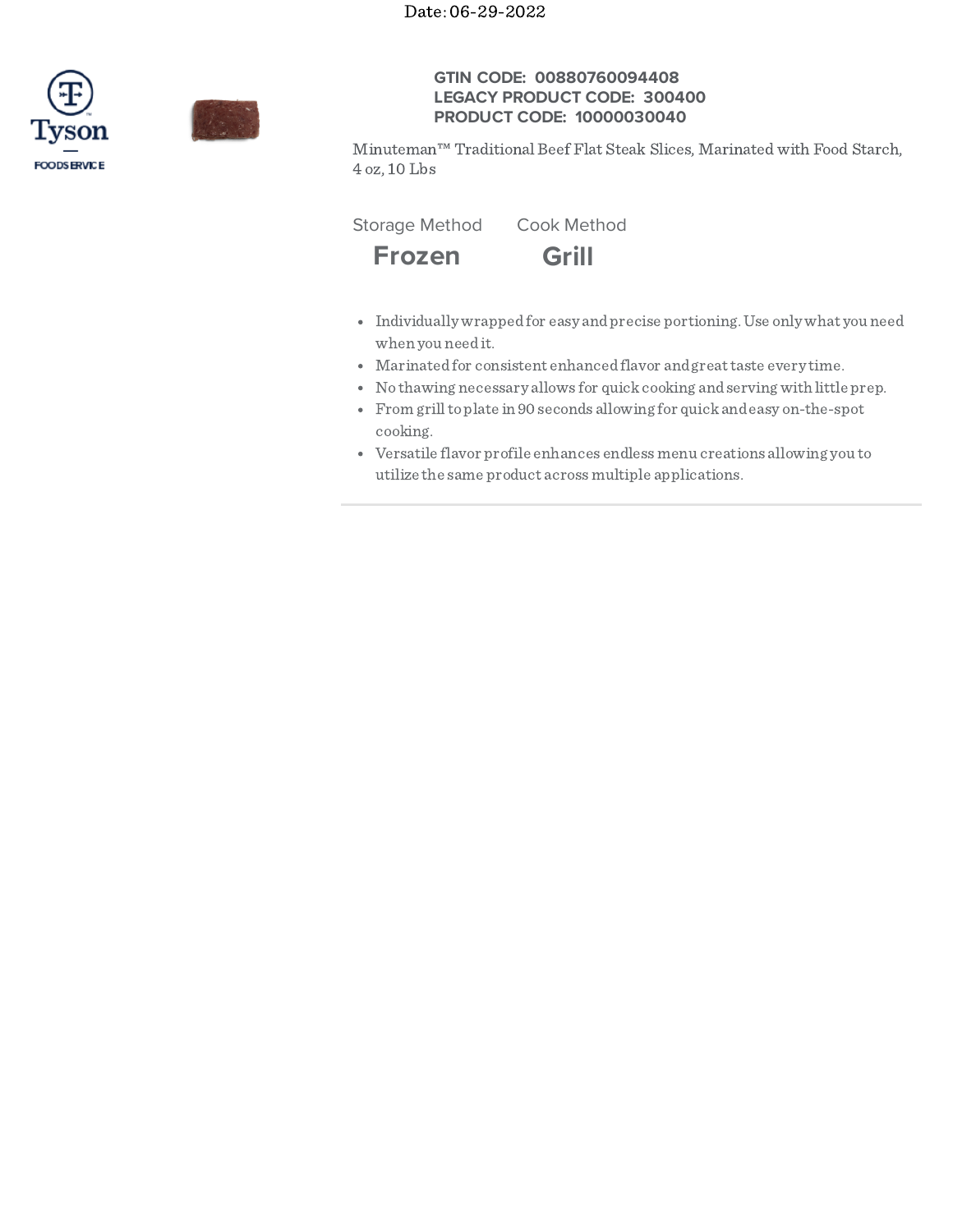Date: 06-29-2022

Tyson FOODSERVICE

**GTIN CODE: 00880760094408**
**LEGACY PRODUCT CODE: 300400**
**PRODUCT CODE: 10000030040**

Minuteman™ Traditional Beef Flat Steak Slices, Marinated with Food Starch, 4 oz, 10 Lbs

| Storage Method | Cook Method |
|---|---|
| **Frozen** | **Grill** |

- Individually wrapped for easy and precise portioning. Use only what you need when you need it.
- Marinated for consistent enhanced flavor and great taste every time.
- No thawing necessary allows for quick cooking and serving with little prep.
- From grill to plate in 90 seconds allowing for quick and easy on-the-spot cooking.
- Versatile flavor profile enhances endless menu creations allowing you to utilize the same product across multiple applications.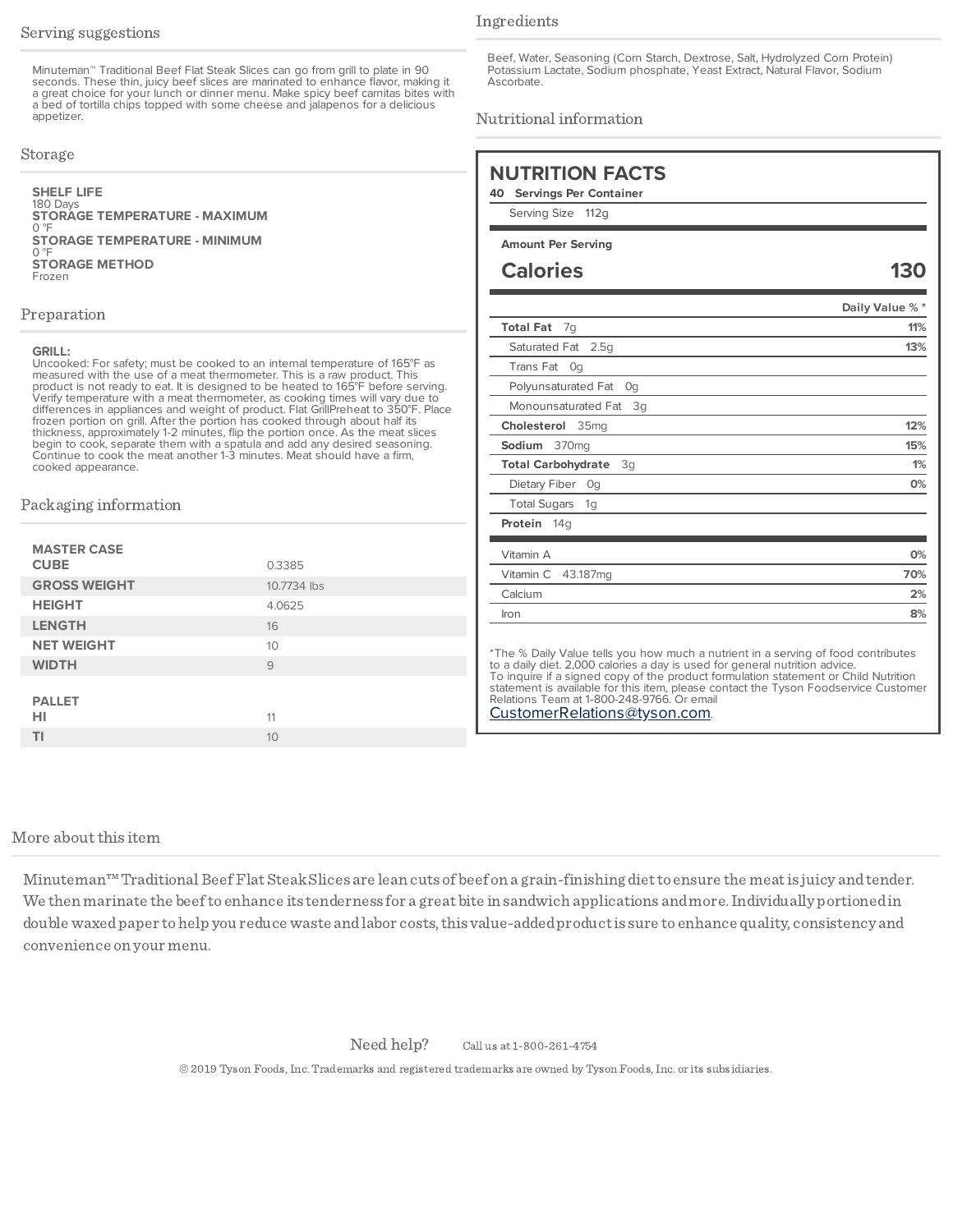## Serving suggestions

Minuteman™ Traditional Beef Flat Steak Slices can go from grill to plate in 90 seconds. These thin, juicy beef slices are marinated to enhance flavor, making it a great choice for your lunch or dinner menu. Make spicy beef carnitas bites with a bed of tortilla chips topped with some cheese and jalapenos for a delicious appetizer.

## Storage

**SHELF LIFE**
180 Days
**STORAGE TEMPERATURE - MAXIMUM**
0 °F
**STORAGE TEMPERATURE - MINIMUM**
0 °F
**STORAGE METHOD**
Frozen

## Preparation

**GRILL:**
Uncooked: For safety; must be cooked to an internal temperature of 165°F as measured with the use of a meat thermometer. This is a raw product. This product is not ready to eat. It is designed to be heated to 165°F before serving. Verify temperature with a meat thermometer, as cooking times will vary due to differences in appliances and weight of product. Flat GrillPreheat to 350°F. Place frozen portion on grill. After the portion has cooked through about half its thickness, approximately 1-2 minutes, flip the portion once. As the meat slices begin to cook, separate them with a spatula and add any desired seasoning. Continue to cook the meat another 1-3 minutes. Meat should have a firm, cooked appearance.

## Packaging information

| | |
|---|---|
| **MASTER CASE** | |
| **CUBE** | 0.3385 |
| **GROSS WEIGHT** | 10.7734 lbs |
| **HEIGHT** | 4.0625 |
| **LENGTH** | 16 |
| **NET WEIGHT** | 10 |
| **WIDTH** | 9 |
| **PALLET** | |
| **HI** | 11 |
| **TI** | 10 |

## Ingredients

Beef, Water, Seasoning (Corn Starch, Dextrose, Salt, Hydrolyzed Corn Protein) Potassium Lactate, Sodium phosphate, Yeast Extract, Natural Flavor, Sodium Ascorbate.

## Nutritional information

### NUTRITION FACTS

**40 Servings Per Container**
Serving Size 112g

**Amount Per Serving**
**Calories 130**

| | Daily Value % * |
|---|---|
| **Total Fat** 7g | **11%** |
| Saturated Fat 2.5g | **13%** |
| Trans Fat 0g | |
| Polyunsaturated Fat 0g | |
| Monounsaturated Fat 3g | |
| **Cholesterol** 35mg | **12%** |
| **Sodium** 370mg | **15%** |
| **Total Carbohydrate** 3g | **1%** |
| Dietary Fiber 0g | **0%** |
| Total Sugars 1g | |
| **Protein** 14g | |
| Vitamin A | **0%** |
| Vitamin C 43.187mg | **70%** |
| Calcium | **2%** |
| Iron | **8%** |

*The % Daily Value tells you how much a nutrient in a serving of food contributes to a daily diet. 2,000 calories a day is used for general nutrition advice.
To inquire if a signed copy of the product formulation statement or Child Nutrition statement is available for this item, please contact the Tyson Foodservice Customer Relations Team at 1-800-248-9766. Or email CustomerRelations@tyson.com.

## More about this item

Minuteman™ Traditional Beef Flat Steak Slices are lean cuts of beef on a grain-finishing diet to ensure the meat is juicy and tender. We then marinate the beef to enhance its tenderness for a great bite in sandwich applications and more. Individually portioned in double waxed paper to help you reduce waste and labor costs, this value-added product is sure to enhance quality, consistency and convenience on your menu.

Need help? Call us at 1-800-261-4754

© 2019 Tyson Foods, Inc. Trademarks and registered trademarks are owned by Tyson Foods, Inc. or its subsidiaries.